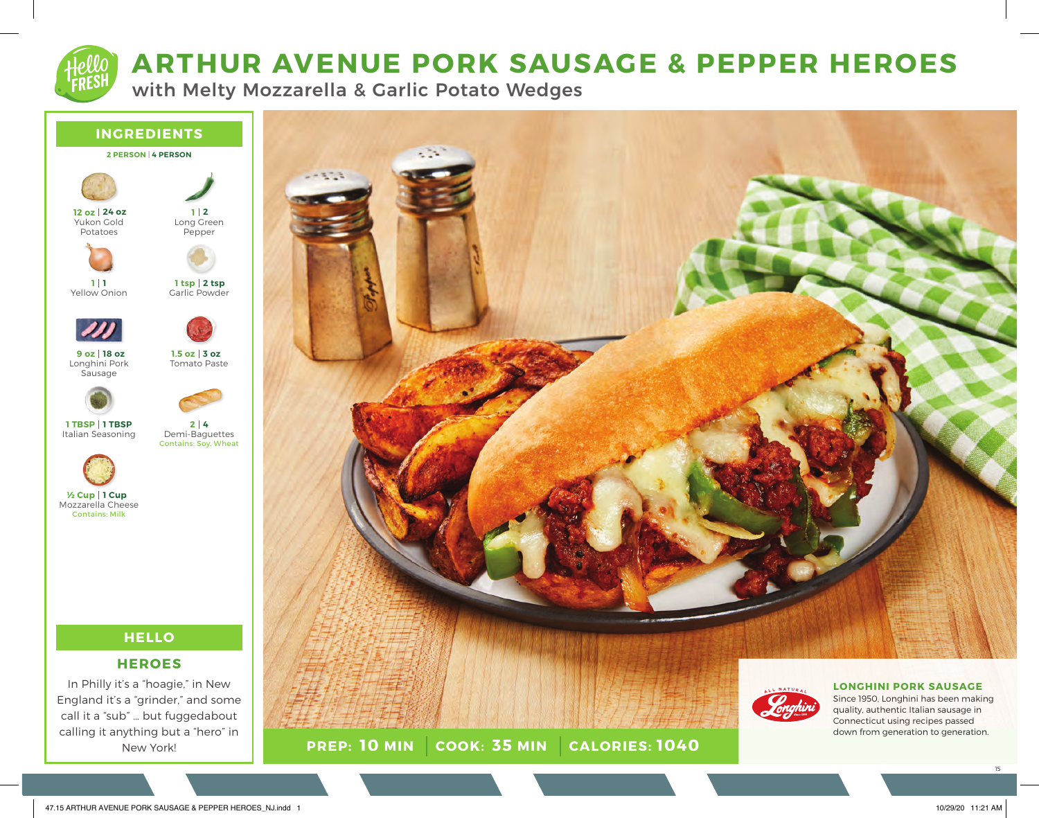# ARTHUR AVENUE PORK SAUSAGE & PEPPER HEROES

## with Melty Mozzarella & Garlic Potato Wedges

## INGREDIENTS

**2 PERSON | 4 PERSON**

- **12 oz | 24 oz** Yukon Gold Potatoes
- **1 | 2** Long Green Pepper
- **1 | 1** Yellow Onion
- **1 tsp | 2 tsp** Garlic Powder
- **9 oz | 18 oz** Longhini Pork Sausage
- **1.5 oz | 3 oz** Tomato Paste
- **1 TBSP | 1 TBSP** Italian Seasoning
- **2 | 4** Demi-Baguettes
  Contains: Soy, Wheat
- **½ Cup | 1 Cup** Mozzarella Cheese
  Contains: Milk

## HELLO HEROES

In Philly it's a "hoagie," in New England it's a "grinder," and some call it a "sub" … but fuggedabout calling it anything but a "hero" in New York!

**PREP: 10 MIN | COOK: 35 MIN | CALORIES: 1040**

### LONGHINI PORK SAUSAGE

Since 1950, Longhini has been making quality, authentic Italian sausage in Connecticut using recipes passed down from generation to generation.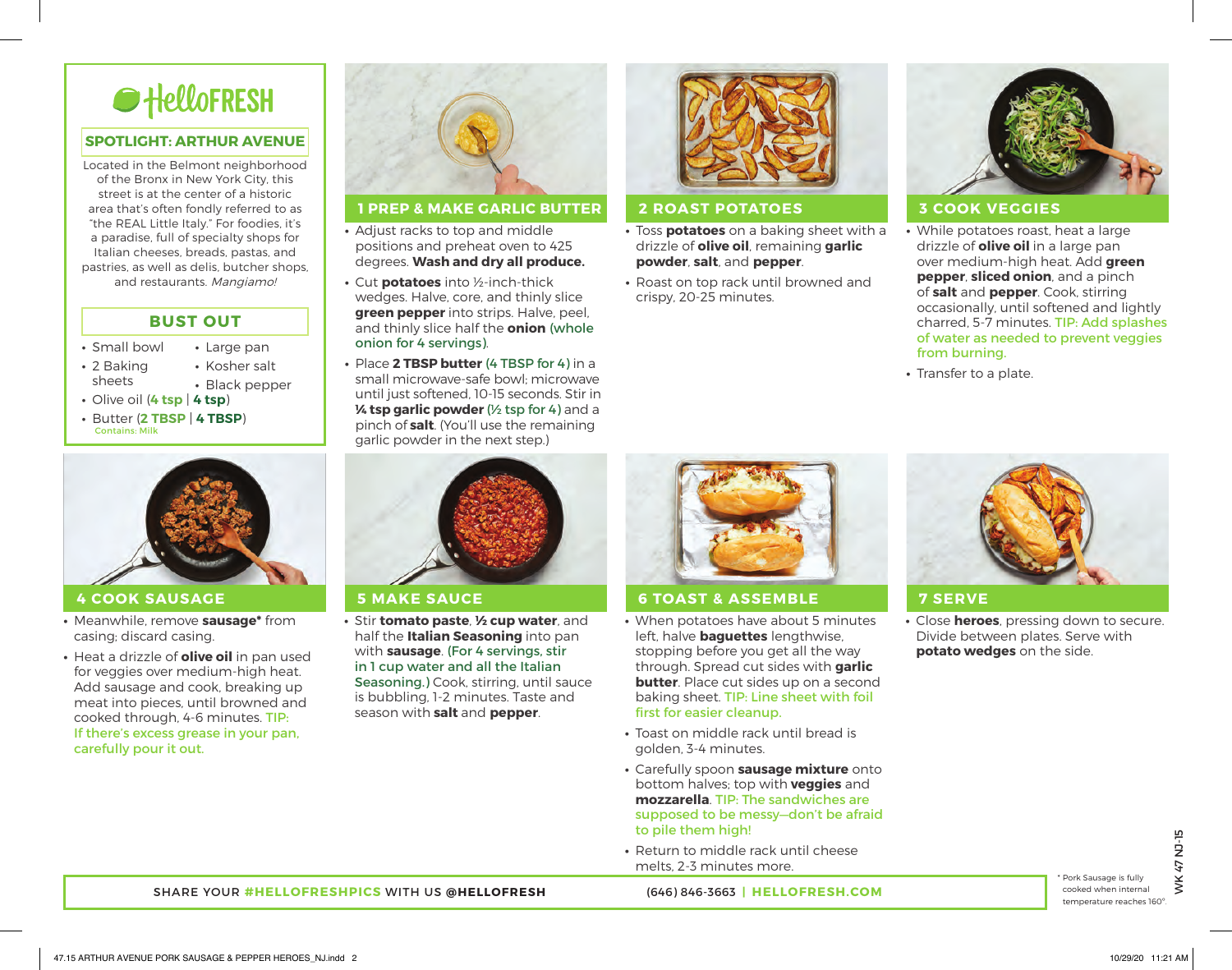# HelloFRESH

## SPOTLIGHT: ARTHUR AVENUE

Located in the Belmont neighborhood of the Bronx in New York City, this street is at the center of a historic area that's often fondly referred to as "the REAL Little Italy." For foodies, it's a paradise, full of specialty shops for Italian cheeses, breads, pastas, and pastries, as well as delis, butcher shops, and restaurants. *Mangiamo!*

## BUST OUT

- Small bowl
- 2 Baking sheets
- Olive oil (**4 tsp** | **4 tsp**)
- Butter (**2 TBSP** | **4 TBSP**)
  Contains: Milk
- Large pan
- Kosher salt
- Black pepper

## 1 PREP & MAKE GARLIC BUTTER

- Adjust racks to top and middle positions and preheat oven to 425 degrees. **Wash and dry all produce.**
- Cut **potatoes** into ½-inch-thick wedges. Halve, core, and thinly slice **green pepper** into strips. Halve, peel, and thinly slice half the **onion** (whole onion for 4 servings).
- Place **2 TBSP butter** (4 TBSP for 4) in a small microwave-safe bowl; microwave until just softened, 10-15 seconds. Stir in **¼ tsp garlic powder** (½ tsp for 4) and a pinch of **salt**. (You'll use the remaining garlic powder in the next step.)

## 2 ROAST POTATOES

- Toss **potatoes** on a baking sheet with a drizzle of **olive oil**, remaining **garlic powder**, **salt**, and **pepper**.
- Roast on top rack until browned and crispy, 20-25 minutes.

## 3 COOK VEGGIES

- While potatoes roast, heat a large drizzle of **olive oil** in a large pan over medium-high heat. Add **green pepper**, **sliced onion**, and a pinch of **salt** and **pepper**. Cook, stirring occasionally, until softened and lightly charred, 5-7 minutes. TIP: Add splashes of water as needed to prevent veggies from burning.
- Transfer to a plate.

## 4 COOK SAUSAGE

- Meanwhile, remove **sausage*** from casing; discard casing.
- Heat a drizzle of **olive oil** in pan used for veggies over medium-high heat. Add sausage and cook, breaking up meat into pieces, until browned and cooked through, 4-6 minutes. TIP: If there's excess grease in your pan, carefully pour it out.

## 5 MAKE SAUCE

- Stir **tomato paste**, **½ cup water**, and half the **Italian Seasoning** into pan with **sausage**. (For 4 servings, stir in 1 cup water and all the Italian Seasoning.) Cook, stirring, until sauce is bubbling, 1-2 minutes. Taste and season with **salt** and **pepper**.

## 6 TOAST & ASSEMBLE

- When potatoes have about 5 minutes left, halve **baguettes** lengthwise, stopping before you get all the way through. Spread cut sides with **garlic butter**. Place cut sides up on a second baking sheet. TIP: Line sheet with foil first for easier cleanup.
- Toast on middle rack until bread is golden, 3-4 minutes.
- Carefully spoon **sausage mixture** onto bottom halves; top with **veggies** and **mozzarella**. TIP: The sandwiches are supposed to be messy—don't be afraid to pile them high!
- Return to middle rack until cheese melts, 2-3 minutes more.

## 7 SERVE

- Close **heroes**, pressing down to secure. Divide between plates. Serve with **potato wedges** on the side.

SHARE YOUR #HELLOFRESHPICS WITH US @HELLOFRESH

(646) 846-3663 | HELLOFRESH.COM

\* Pork Sausage is fully cooked when internal temperature reaches 160°.

WK 47 NJ-15